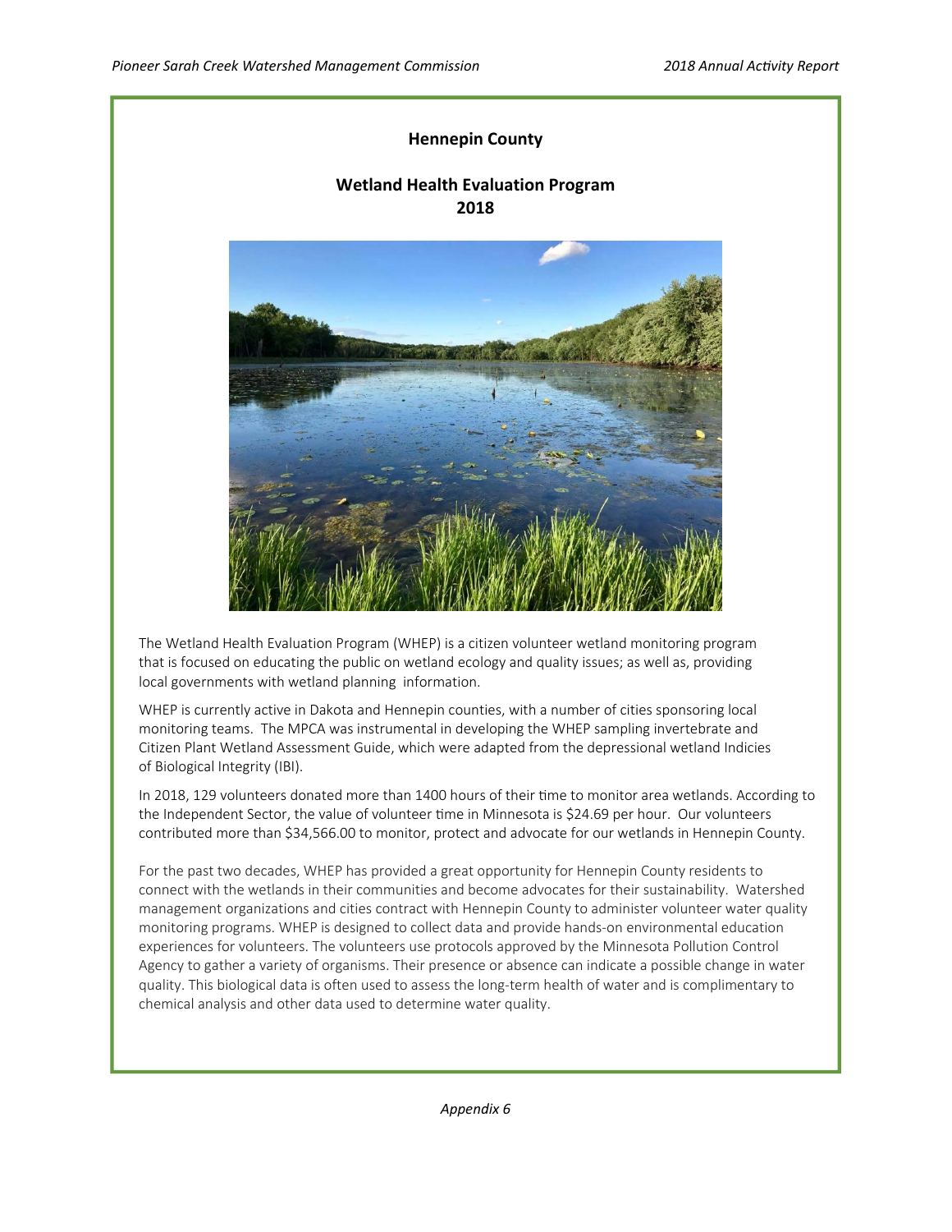## Hennepin County

## Wetland Health Evaluation Program 2018

The Wetland Health Evaluation Program (WHEP) is a citizen volunteer wetland monitoring program that is focused on educating the public on wetland ecology and quality issues; as well as, providing local governments with wetland planning information.

WHEP is currently active in Dakota and Hennepin counties, with a number of cities sponsoring local monitoring teams. The MPCA was instrumental in developing the WHEP sampling invertebrate and Citizen Plant Wetland Assessment Guide, which were adapted from the depressional wetland Indicies of Biological Integrity (IBI).

In 2018, 129 volunteers donated more than 1400 hours of their time to monitor area wetlands. According to the Independent Sector, the value of volunteer time in Minnesota is $24.69 per hour. Our volunteers contributed more than $34,566.00 to monitor, protect and advocate for our wetlands in Hennepin County.

For the past two decades, WHEP has provided a great opportunity for Hennepin County residents to connect with the wetlands in their communities and become advocates for their sustainability. Watershed management organizations and cities contract with Hennepin County to administer volunteer water quality monitoring programs. WHEP is designed to collect data and provide hands-on environmental education experiences for volunteers. The volunteers use protocols approved by the Minnesota Pollution Control Agency to gather a variety of organisms. Their presence or absence can indicate a possible change in water quality. This biological data is often used to assess the long-term health of water and is complimentary to chemical analysis and other data used to determine water quality.

*Appendix 6*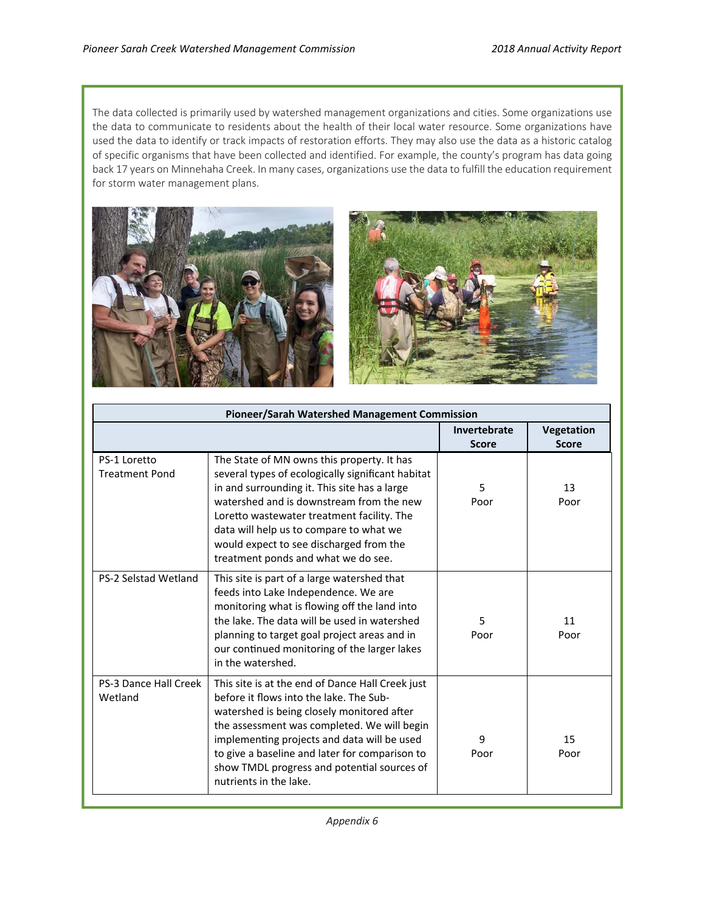The data collected is primarily used by watershed management organizations and cities. Some organizations use the data to communicate to residents about the health of their local water resource. Some organizations have used the data to identify or track impacts of restoration efforts. They may also use the data as a historic catalog of specific organisms that have been collected and identified. For example, the county's program has data going back 17 years on Minnehaha Creek. In many cases, organizations use the data to fulfill the education requirement for storm water management plans.

| Pioneer/Sarah Watershed Management Commission | | | |
|---|---|---|---|
| | | **Invertebrate Score** | **Vegetation Score** |
| PS-1 Loretto Treatment Pond | The State of MN owns this property. It has several types of ecologically significant habitat in and surrounding it. This site has a large watershed and is downstream from the new Loretto wastewater treatment facility. The data will help us to compare to what we would expect to see discharged from the treatment ponds and what we do see. | 5 Poor | 13 Poor |
| PS-2 Selstad Wetland | This site is part of a large watershed that feeds into Lake Independence. We are monitoring what is flowing off the land into the lake. The data will be used in watershed planning to target goal project areas and in our continued monitoring of the larger lakes in the watershed. | 5 Poor | 11 Poor |
| PS-3 Dance Hall Creek Wetland | This site is at the end of Dance Hall Creek just before it flows into the lake. The Sub-watershed is being closely monitored after the assessment was completed. We will begin implementing projects and data will be used to give a baseline and later for comparison to show TMDL progress and potential sources of nutrients in the lake. | 9 Poor | 15 Poor |

*Appendix 6*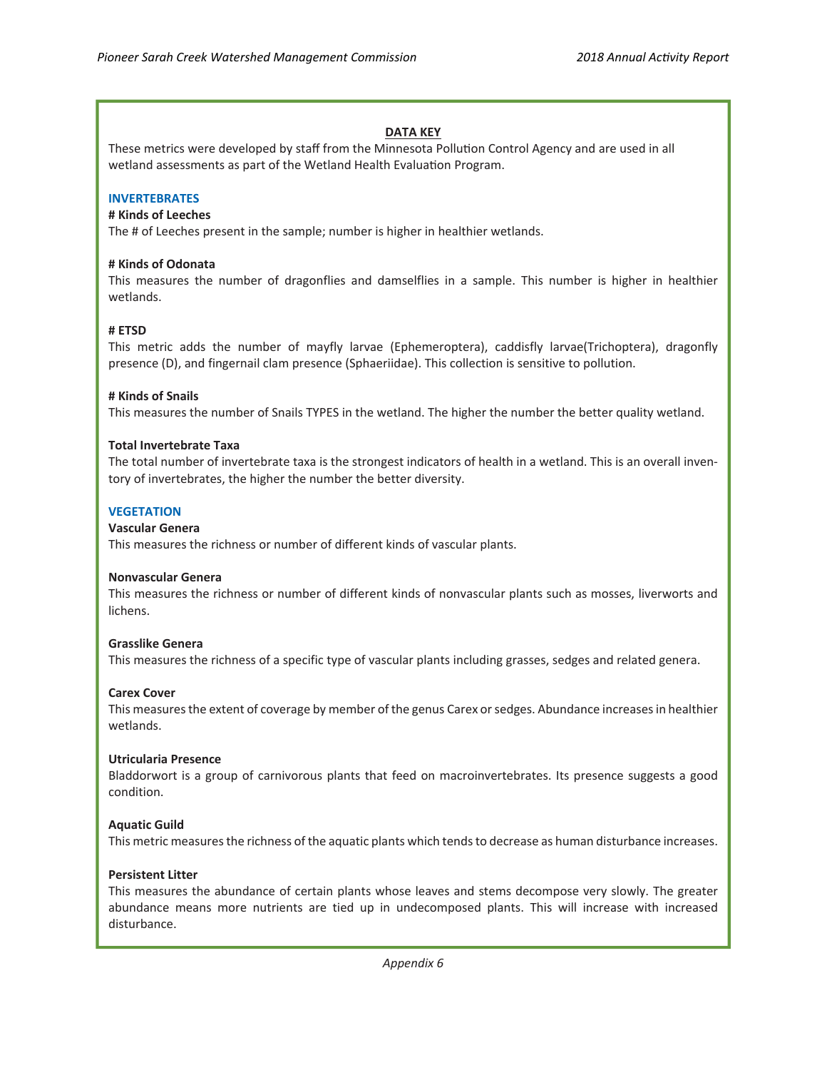## DATA KEY

These metrics were developed by staff from the Minnesota Pollution Control Agency and are used in all wetland assessments as part of the Wetland Health Evaluation Program.

### INVERTEBRATES

**# Kinds of Leeches**

The # of Leeches present in the sample; number is higher in healthier wetlands.

**# Kinds of Odonata**

This measures the number of dragonflies and damselflies in a sample. This number is higher in healthier wetlands.

**# ETSD**

This metric adds the number of mayfly larvae (Ephemeroptera), caddisfly larvae(Trichoptera), dragonfly presence (D), and fingernail clam presence (Sphaeriidae). This collection is sensitive to pollution.

**# Kinds of Snails**

This measures the number of Snails TYPES in the wetland. The higher the number the better quality wetland.

**Total Invertebrate Taxa**

The total number of invertebrate taxa is the strongest indicators of health in a wetland. This is an overall inventory of invertebrates, the higher the number the better diversity.

### VEGETATION

**Vascular Genera**

This measures the richness or number of different kinds of vascular plants.

**Nonvascular Genera**

This measures the richness or number of different kinds of nonvascular plants such as mosses, liverworts and lichens.

**Grasslike Genera**

This measures the richness of a specific type of vascular plants including grasses, sedges and related genera.

**Carex Cover**

This measures the extent of coverage by member of the genus Carex or sedges. Abundance increases in healthier wetlands.

**Utricularia Presence**

Bladdorwort is a group of carnivorous plants that feed on macroinvertebrates. Its presence suggests a good condition.

**Aquatic Guild**

This metric measures the richness of the aquatic plants which tends to decrease as human disturbance increases.

**Persistent Litter**

This measures the abundance of certain plants whose leaves and stems decompose very slowly. The greater abundance means more nutrients are tied up in undecomposed plants. This will increase with increased disturbance.

*Appendix 6*